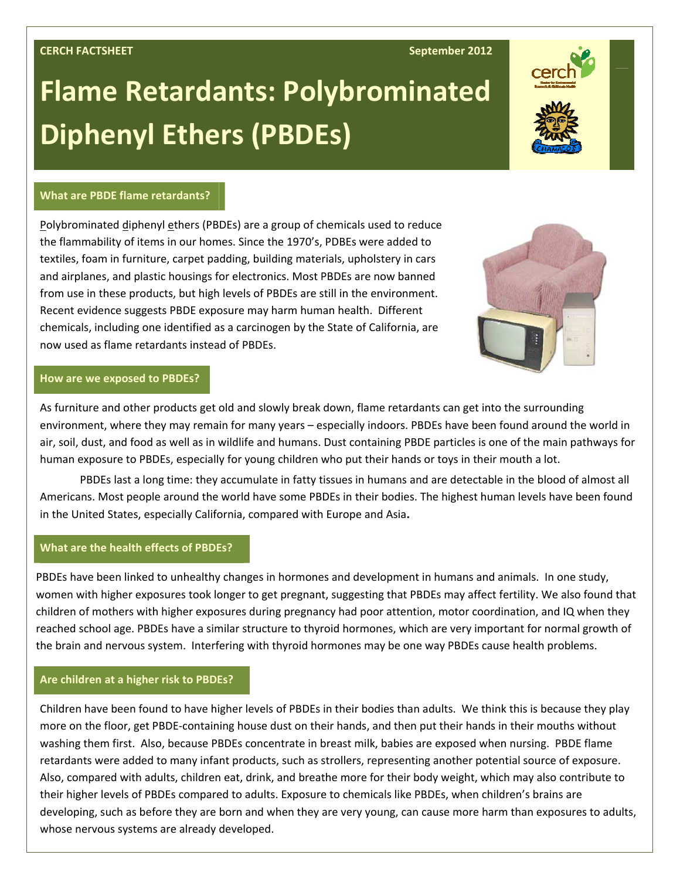CERCH FACTSHEET September 2012

# Flame Retardants: Polybrominated Diphenyl Ethers (PBDEs)

## What are PBDE flame retardants?

Polybrominated diphenyl ethers (PBDEs) are a group of chemicals used to reduce the flammability of items in our homes. Since the 1970's, PDBEs were added to textiles, foam in furniture, carpet padding, building materials, upholstery in cars and airplanes, and plastic housings for electronics. Most PBDEs are now banned from use in these products, but high levels of PBDEs are still in the environment. Recent evidence suggests PBDE exposure may harm human health. Different chemicals, including one identified as a carcinogen by the State of California, are now used as flame retardants instead of PBDEs.

## How are we exposed to PBDEs?

As furniture and other products get old and slowly break down, flame retardants can get into the surrounding environment, where they may remain for many years – especially indoors. PBDEs have been found around the world in air, soil, dust, and food as well as in wildlife and humans. Dust containing PBDE particles is one of the main pathways for human exposure to PBDEs, especially for young children who put their hands or toys in their mouth a lot.

PBDEs last a long time: they accumulate in fatty tissues in humans and are detectable in the blood of almost all Americans. Most people around the world have some PBDEs in their bodies. The highest human levels have been found in the United States, especially California, compared with Europe and Asia**.**

## What are the health effects of PBDEs?

PBDEs have been linked to unhealthy changes in hormones and development in humans and animals. In one study, women with higher exposures took longer to get pregnant, suggesting that PBDEs may affect fertility. We also found that children of mothers with higher exposures during pregnancy had poor attention, motor coordination, and IQ when they reached school age. PBDEs have a similar structure to thyroid hormones, which are very important for normal growth of the brain and nervous system. Interfering with thyroid hormones may be one way PBDEs cause health problems.

## Are children at a higher risk to PBDEs?

Children have been found to have higher levels of PBDEs in their bodies than adults. We think this is because they play more on the floor, get PBDE-containing house dust on their hands, and then put their hands in their mouths without washing them first. Also, because PBDEs concentrate in breast milk, babies are exposed when nursing. PBDE flame retardants were added to many infant products, such as strollers, representing another potential source of exposure. Also, compared with adults, children eat, drink, and breathe more for their body weight, which may also contribute to their higher levels of PBDEs compared to adults. Exposure to chemicals like PBDEs, when children's brains are developing, such as before they are born and when they are very young, can cause more harm than exposures to adults, whose nervous systems are already developed.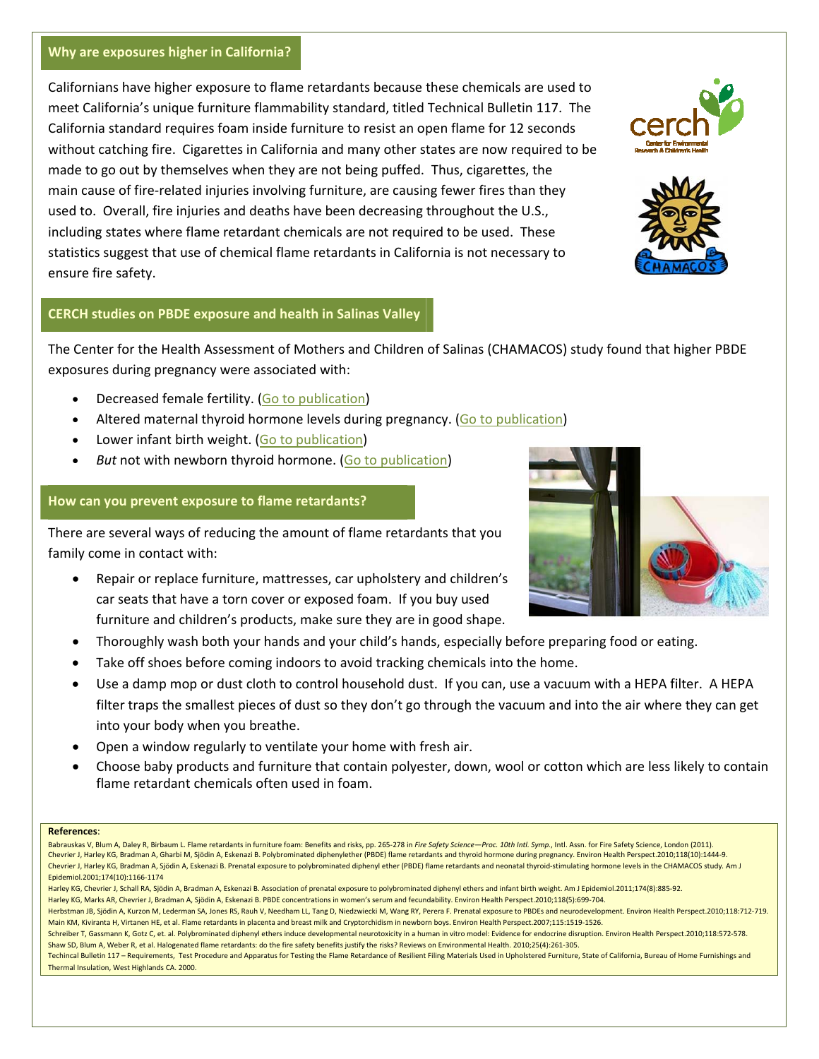## Why are exposures higher in California?

Californians have higher exposure to flame retardants because these chemicals are used to meet California's unique furniture flammability standard, titled Technical Bulletin 117. The California standard requires foam inside furniture to resist an open flame for 12 seconds without catching fire. Cigarettes in California and many other states are now required to be made to go out by themselves when they are not being puffed. Thus, cigarettes, the main cause of fire-related injuries involving furniture, are causing fewer fires than they used to. Overall, fire injuries and deaths have been decreasing throughout the U.S., including states where flame retardant chemicals are not required to be used. These statistics suggest that use of chemical flame retardants in California is not necessary to ensure fire safety.

## CERCH studies on PBDE exposure and health in Salinas Valley

The Center for the Health Assessment of Mothers and Children of Salinas (CHAMACOS) study found that higher PBDE exposures during pregnancy were associated with:

- Decreased female fertility. (Go to publication)
- Altered maternal thyroid hormone levels during pregnancy. (Go to publication)
- Lower infant birth weight. (Go to publication)
- *But* not with newborn thyroid hormone. (Go to publication)

## How can you prevent exposure to flame retardants?

There are several ways of reducing the amount of flame retardants that you family come in contact with:

- Repair or replace furniture, mattresses, car upholstery and children's car seats that have a torn cover or exposed foam. If you buy used furniture and children's products, make sure they are in good shape.
- Thoroughly wash both your hands and your child's hands, especially before preparing food or eating.
- Take off shoes before coming indoors to avoid tracking chemicals into the home.
- Use a damp mop or dust cloth to control household dust. If you can, use a vacuum with a HEPA filter. A HEPA filter traps the smallest pieces of dust so they don't go through the vacuum and into the air where they can get into your body when you breathe.
- Open a window regularly to ventilate your home with fresh air.
- Choose baby products and furniture that contain polyester, down, wool or cotton which are less likely to contain flame retardant chemicals often used in foam.

**References**:

Babrauskas V, Blum A, Daley R, Birbaum L. Flame retardants in furniture foam: Benefits and risks, pp. 265-278 in *Fire Safety Science—Proc. 10th Intl. Symp.*, Intl. Assn. for Fire Safety Science, London (2011).
Chevrier J, Harley KG, Bradman A, Gharbi M, Sjödin A, Eskenazi B. Polybrominated diphenylether (PBDE) flame retardants and thyroid hormone during pregnancy. Environ Health Perspect.2010;118(10):1444-9.
Chevrier J, Harley KG, Bradman A, Sjödin A, Eskenazi B. Prenatal exposure to polybrominated diphenyl ether (PBDE) flame retardants and neonatal thyroid-stimulating hormone levels in the CHAMACOS study. Am J Epidemiol.2001;174(10):1166-1174
Harley KG, Chevrier J, Schall RA, Sjödin A, Bradman A, Eskenazi B. Association of prenatal exposure to polybrominated diphenyl ethers and infant birth weight. Am J Epidemiol.2011;174(8):885-92.
Harley KG, Marks AR, Chevrier J, Bradman A, Sjödin A, Eskenazi B. PBDE concentrations in women's serum and fecundability. Environ Health Perspect.2010;118(5):699-704.
Herbstman JB, Sjödin A, Kurzon M, Lederman SA, Jones RS, Rauh V, Needham LL, Tang D, Niedzwiecki M, Wang RY, Perera F. Prenatal exposure to PBDEs and neurodevelopment. Environ Health Perspect.2010;118:712-719.
Main KM, Kiviranta H, Virtanen HE, et al. Flame retardants in placenta and breast milk and Cryptorchidism in newborn boys. Environ Health Perspect.2007;115:1519-1526.
Schreiber T, Gassmann K, Gotz C, et. al. Polybrominated diphenyl ethers induce developmental neurotoxicity in a human in vitro model: Evidence for endocrine disruption. Environ Health Perspect.2010;118:572-578.
Shaw SD, Blum A, Weber R, et al. Halogenated flame retardants: do the fire safety benefits justify the risks? Reviews on Environmental Health. 2010;25(4):261-305.
Techincal Bulletin 117 – Requirements, Test Procedure and Apparatus for Testing the Flame Retardance of Resilient Filing Materials Used in Upholstered Furniture, State of California, Bureau of Home Furnishings and Thermal Insulation, West Highlands CA. 2000.